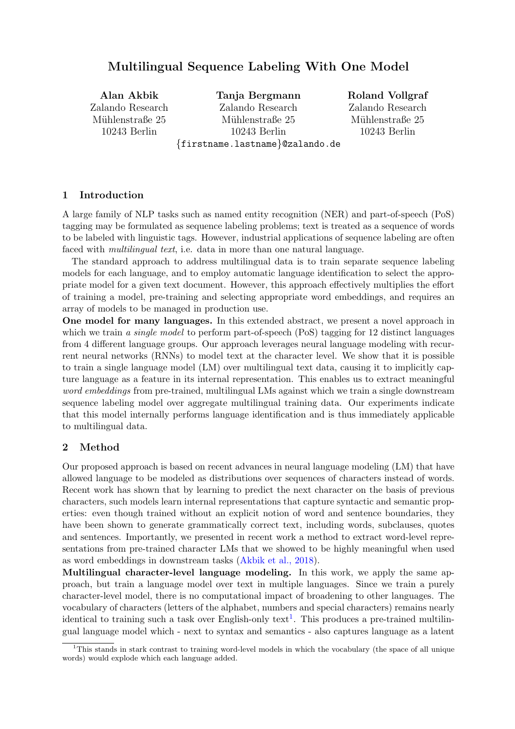# Multilingual Sequence Labeling With One Model

**Alan Akbik**
Zalando Research
Mühlenstraße 25
10243 Berlin

**Tanja Bergmann**
Zalando Research
Mühlenstraße 25
10243 Berlin

**Roland Vollgraf**
Zalando Research
Mühlenstraße 25
10243 Berlin

{firstname.lastname}@zalando.de

## 1 Introduction

A large family of NLP tasks such as named entity recognition (NER) and part-of-speech (PoS) tagging may be formulated as sequence labeling problems; text is treated as a sequence of words to be labeled with linguistic tags. However, industrial applications of sequence labeling are often faced with *multilingual text*, i.e. data in more than one natural language.

The standard approach to address multilingual data is to train separate sequence labeling models for each language, and to employ automatic language identification to select the appropriate model for a given text document. However, this approach effectively multiplies the effort of training a model, pre-training and selecting appropriate word embeddings, and requires an array of models to be managed in production use.

**One model for many languages.** In this extended abstract, we present a novel approach in which we train *a single model* to perform part-of-speech (PoS) tagging for 12 distinct languages from 4 different language groups. Our approach leverages neural language modeling with recurrent neural networks (RNNs) to model text at the character level. We show that it is possible to train a single language model (LM) over multilingual text data, causing it to implicitly capture language as a feature in its internal representation. This enables us to extract meaningful *word embeddings* from pre-trained, multilingual LMs against which we train a single downstream sequence labeling model over aggregate multilingual training data. Our experiments indicate that this model internally performs language identification and is thus immediately applicable to multilingual data.

## 2 Method

Our proposed approach is based on recent advances in neural language modeling (LM) that have allowed language to be modeled as distributions over sequences of characters instead of words. Recent work has shown that by learning to predict the next character on the basis of previous characters, such models learn internal representations that capture syntactic and semantic properties: even though trained without an explicit notion of word and sentence boundaries, they have been shown to generate grammatically correct text, including words, subclauses, quotes and sentences. Importantly, we presented in recent work a method to extract word-level representations from pre-trained character LMs that we showed to be highly meaningful when used as word embeddings in downstream tasks (Akbik et al., 2018).

**Multilingual character-level language modeling.** In this work, we apply the same approach, but train a language model over text in multiple languages. Since we train a purely character-level model, there is no computational impact of broadening to other languages. The vocabulary of characters (letters of the alphabet, numbers and special characters) remains nearly identical to training such a task over English-only text[1]. This produces a pre-trained multilingual language model which - next to syntax and semantics - also captures language as a latent

[1]This stands in stark contrast to training word-level models in which the vocabulary (the space of all unique words) would explode which each language added.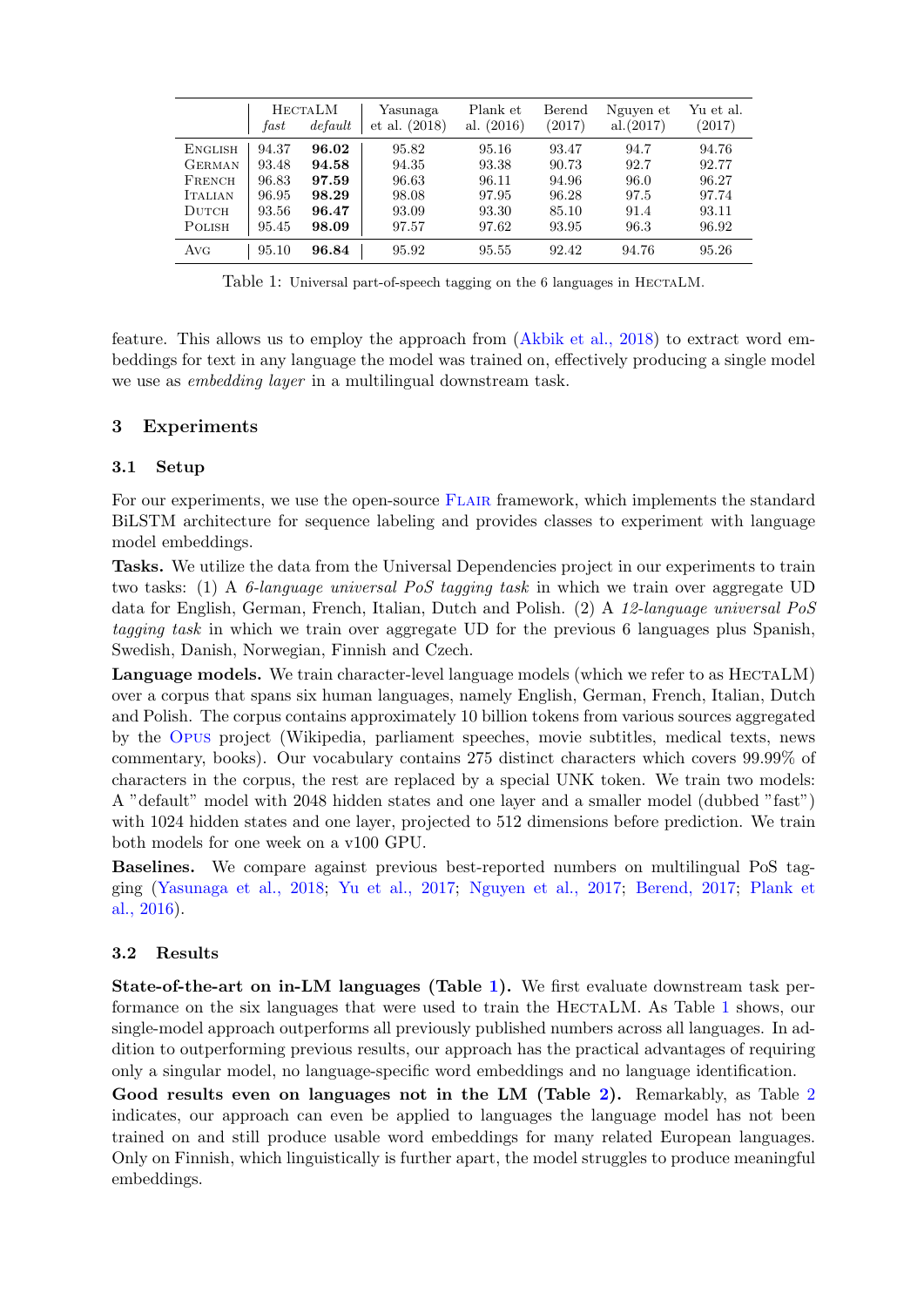| | HectaLM *fast* | HectaLM *default* | Yasunaga et al. (2018) | Plank et al. (2016) | Berend (2017) | Nguyen et al.(2017) | Yu et al. (2017) |
|---|---|---|---|---|---|---|---|
| English | 94.37 | **96.02** | 95.82 | 95.16 | 93.47 | 94.7 | 94.76 |
| German | 93.48 | **94.58** | 94.35 | 93.38 | 90.73 | 92.7 | 92.77 |
| French | 96.83 | **97.59** | 96.63 | 96.11 | 94.96 | 96.0 | 96.27 |
| Italian | 96.95 | **98.29** | 98.08 | 97.95 | 96.28 | 97.5 | 97.74 |
| Dutch | 93.56 | **96.47** | 93.09 | 93.30 | 85.10 | 91.4 | 93.11 |
| Polish | 95.45 | **98.09** | 97.57 | 97.62 | 93.95 | 96.3 | 96.92 |
| Avg | 95.10 | **96.84** | 95.92 | 95.55 | 92.42 | 94.76 | 95.26 |

Table 1: Universal part-of-speech tagging on the 6 languages in HectaLM.

feature. This allows us to employ the approach from (Akbik et al., 2018) to extract word embeddings for text in any language the model was trained on, effectively producing a single model we use as *embedding layer* in a multilingual downstream task.

## 3 Experiments

### 3.1 Setup

For our experiments, we use the open-source Flair framework, which implements the standard BiLSTM architecture for sequence labeling and provides classes to experiment with language model embeddings.

**Tasks.** We utilize the data from the Universal Dependencies project in our experiments to train two tasks: (1) A *6-language universal PoS tagging task* in which we train over aggregate UD data for English, German, French, Italian, Dutch and Polish. (2) A *12-language universal PoS tagging task* in which we train over aggregate UD for the previous 6 languages plus Spanish, Swedish, Danish, Norwegian, Finnish and Czech.

**Language models.** We train character-level language models (which we refer to as HectaLM) over a corpus that spans six human languages, namely English, German, French, Italian, Dutch and Polish. The corpus contains approximately 10 billion tokens from various sources aggregated by the Opus project (Wikipedia, parliament speeches, movie subtitles, medical texts, news commentary, books). Our vocabulary contains 275 distinct characters which covers 99.99% of characters in the corpus, the rest are replaced by a special UNK token. We train two models: A "default" model with 2048 hidden states and one layer and a smaller model (dubbed "fast") with 1024 hidden states and one layer, projected to 512 dimensions before prediction. We train both models for one week on a v100 GPU.

**Baselines.** We compare against previous best-reported numbers on multilingual PoS tagging (Yasunaga et al., 2018; Yu et al., 2017; Nguyen et al., 2017; Berend, 2017; Plank et al., 2016).

### 3.2 Results

**State-of-the-art on in-LM languages (Table 1).** We first evaluate downstream task performance on the six languages that were used to train the HectaLM. As Table 1 shows, our single-model approach outperforms all previously published numbers across all languages. In addition to outperforming previous results, our approach has the practical advantages of requiring only a singular model, no language-specific word embeddings and no language identification.

**Good results even on languages not in the LM (Table 2).** Remarkably, as Table 2 indicates, our approach can even be applied to languages the language model has not been trained on and still produce usable word embeddings for many related European languages. Only on Finnish, which linguistically is further apart, the model struggles to produce meaningful embeddings.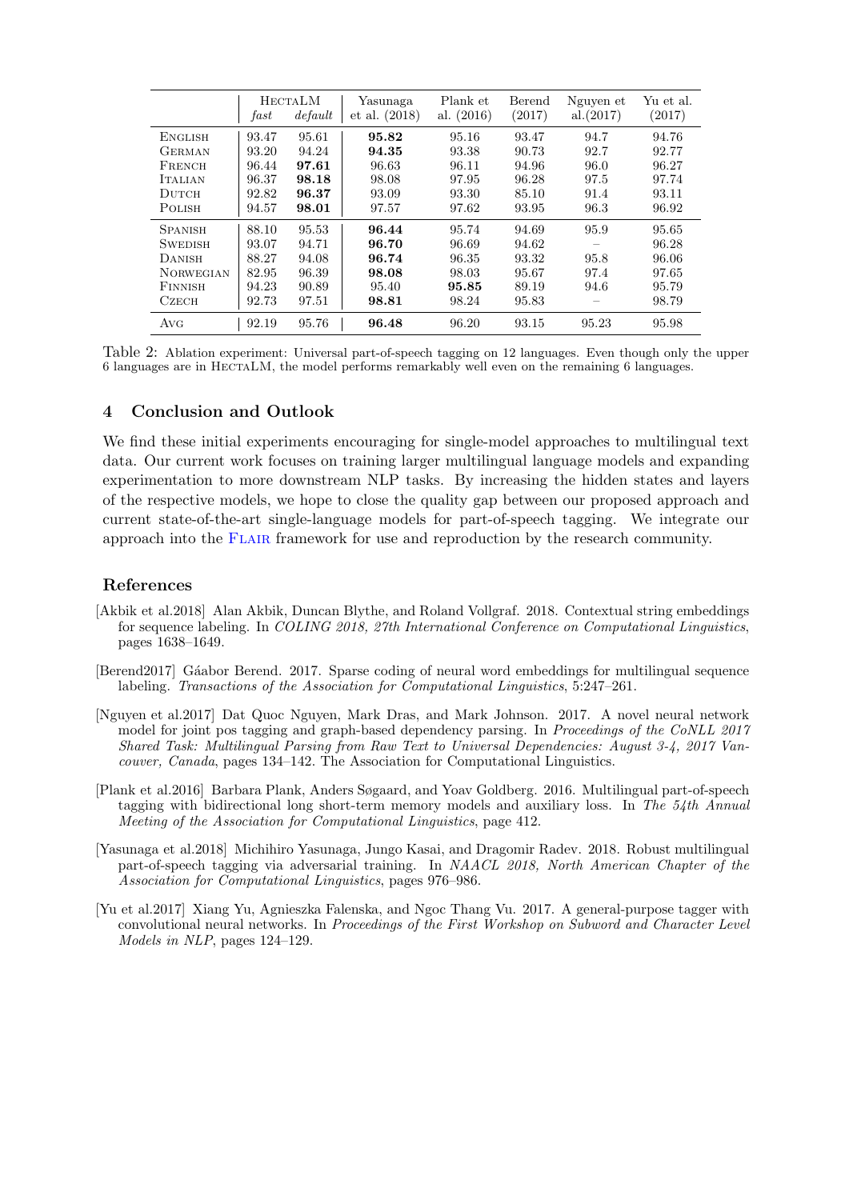| | HectaLM | | Yasunaga et al. (2018) | Plank et al. (2016) | Berend (2017) | Nguyen et al.(2017) | Yu et al. (2017) |
|---|---|---|---|---|---|---|---|
| | *fast* | *default* | | | | | |
| English | 93.47 | 95.61 | **95.82** | 95.16 | 93.47 | 94.7 | 94.76 |
| German | 93.20 | 94.24 | **94.35** | 93.38 | 90.73 | 92.7 | 92.77 |
| French | 96.44 | **97.61** | 96.63 | 96.11 | 94.96 | 96.0 | 96.27 |
| Italian | 96.37 | **98.18** | 98.08 | 97.95 | 96.28 | 97.5 | 97.74 |
| Dutch | 92.82 | **96.37** | 93.09 | 93.30 | 85.10 | 91.4 | 93.11 |
| Polish | 94.57 | **98.01** | 97.57 | 97.62 | 93.95 | 96.3 | 96.92 |
| Spanish | 88.10 | 95.53 | **96.44** | 95.74 | 94.69 | 95.9 | 95.65 |
| Swedish | 93.07 | 94.71 | **96.70** | 96.69 | 94.62 | – | 96.28 |
| Danish | 88.27 | 94.08 | **96.74** | 96.35 | 93.32 | 95.8 | 96.06 |
| Norwegian | 82.95 | 96.39 | **98.08** | 98.03 | 95.67 | 97.4 | 97.65 |
| Finnish | 94.23 | 90.89 | 95.40 | **95.85** | 89.19 | 94.6 | 95.79 |
| Czech | 92.73 | 97.51 | **98.81** | 98.24 | 95.83 | – | 98.79 |
| Avg | 92.19 | 95.76 | **96.48** | 96.20 | 93.15 | 95.23 | 95.98 |

Table 2: Ablation experiment: Universal part-of-speech tagging on 12 languages. Even though only the upper 6 languages are in HectaLM, the model performs remarkably well even on the remaining 6 languages.

## 4 Conclusion and Outlook

We find these initial experiments encouraging for single-model approaches to multilingual text data. Our current work focuses on training larger multilingual language models and expanding experimentation to more downstream NLP tasks. By increasing the hidden states and layers of the respective models, we hope to close the quality gap between our proposed approach and current state-of-the-art single-language models for part-of-speech tagging. We integrate our approach into the Flair framework for use and reproduction by the research community.

## References

[Akbik et al.2018] Alan Akbik, Duncan Blythe, and Roland Vollgraf. 2018. Contextual string embeddings for sequence labeling. In *COLING 2018, 27th International Conference on Computational Linguistics*, pages 1638–1649.

[Berend2017] Gáabor Berend. 2017. Sparse coding of neural word embeddings for multilingual sequence labeling. *Transactions of the Association for Computational Linguistics*, 5:247–261.

[Nguyen et al.2017] Dat Quoc Nguyen, Mark Dras, and Mark Johnson. 2017. A novel neural network model for joint pos tagging and graph-based dependency parsing. In *Proceedings of the CoNLL 2017 Shared Task: Multilingual Parsing from Raw Text to Universal Dependencies: August 3-4, 2017 Vancouver, Canada*, pages 134–142. The Association for Computational Linguistics.

[Plank et al.2016] Barbara Plank, Anders Søgaard, and Yoav Goldberg. 2016. Multilingual part-of-speech tagging with bidirectional long short-term memory models and auxiliary loss. In *The 54th Annual Meeting of the Association for Computational Linguistics*, page 412.

[Yasunaga et al.2018] Michihiro Yasunaga, Jungo Kasai, and Dragomir Radev. 2018. Robust multilingual part-of-speech tagging via adversarial training. In *NAACL 2018, North American Chapter of the Association for Computational Linguistics*, pages 976–986.

[Yu et al.2017] Xiang Yu, Agnieszka Falenska, and Ngoc Thang Vu. 2017. A general-purpose tagger with convolutional neural networks. In *Proceedings of the First Workshop on Subword and Character Level Models in NLP*, pages 124–129.